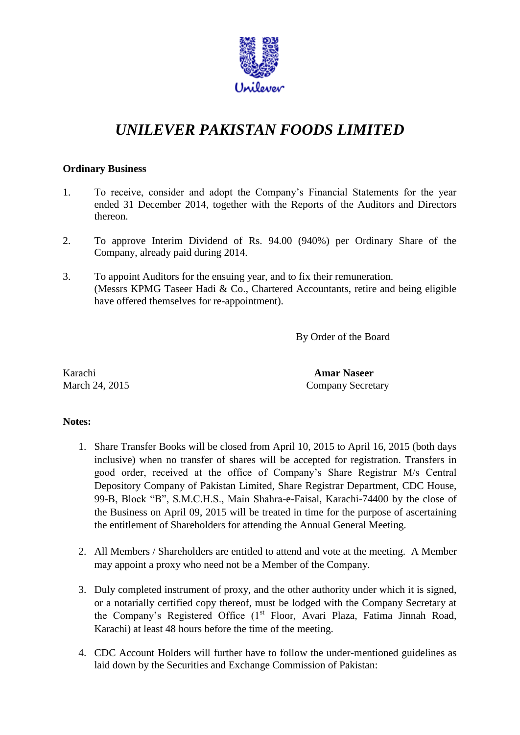# *UNILEVER PAKISTAN FOODS LIMITED*

**Ordinary Business**

1. To receive, consider and adopt the Company's Financial Statements for the year ended 31 December 2014, together with the Reports of the Auditors and Directors thereon.

2. To approve Interim Dividend of Rs. 94.00 (940%) per Ordinary Share of the Company, already paid during 2014.

3. To appoint Auditors for the ensuing year, and to fix their remuneration. (Messrs KPMG Taseer Hadi & Co., Chartered Accountants, retire and being eligible have offered themselves for re-appointment).

By Order of the Board

Karachi
March 24, 2015

**Amar Naseer**
Company Secretary

**Notes:**

1. Share Transfer Books will be closed from April 10, 2015 to April 16, 2015 (both days inclusive) when no transfer of shares will be accepted for registration. Transfers in good order, received at the office of Company's Share Registrar M/s Central Depository Company of Pakistan Limited, Share Registrar Department, CDC House, 99-B, Block "B", S.M.C.H.S., Main Shahra-e-Faisal, Karachi-74400 by the close of the Business on April 09, 2015 will be treated in time for the purpose of ascertaining the entitlement of Shareholders for attending the Annual General Meeting.

2. All Members / Shareholders are entitled to attend and vote at the meeting. A Member may appoint a proxy who need not be a Member of the Company.

3. Duly completed instrument of proxy, and the other authority under which it is signed, or a notarially certified copy thereof, must be lodged with the Company Secretary at the Company's Registered Office (1st Floor, Avari Plaza, Fatima Jinnah Road, Karachi) at least 48 hours before the time of the meeting.

4. CDC Account Holders will further have to follow the under-mentioned guidelines as laid down by the Securities and Exchange Commission of Pakistan: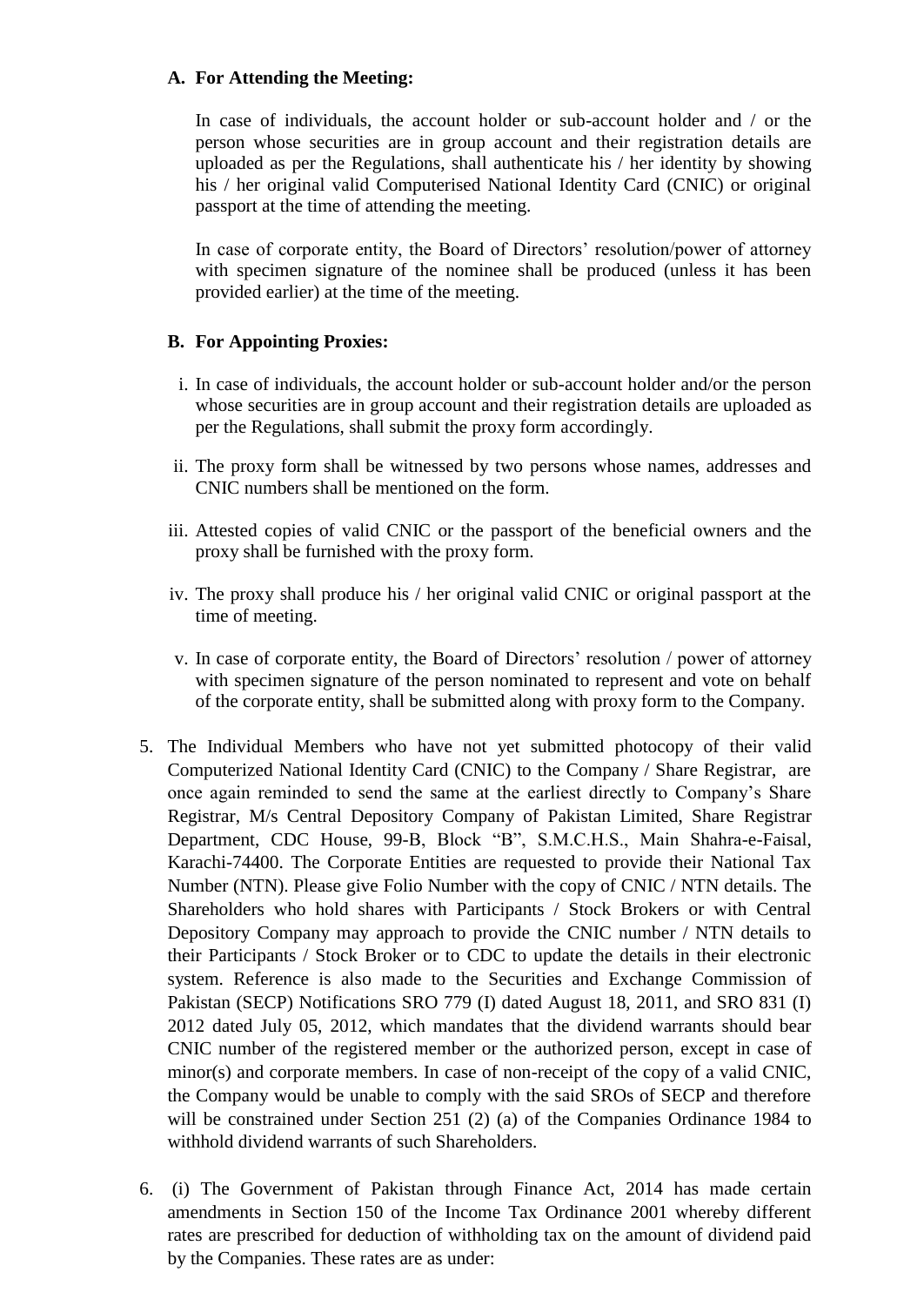**A. For Attending the Meeting:**

In case of individuals, the account holder or sub-account holder and / or the person whose securities are in group account and their registration details are uploaded as per the Regulations, shall authenticate his / her identity by showing his / her original valid Computerised National Identity Card (CNIC) or original passport at the time of attending the meeting.

In case of corporate entity, the Board of Directors' resolution/power of attorney with specimen signature of the nominee shall be produced (unless it has been provided earlier) at the time of the meeting.

**B. For Appointing Proxies:**

i. In case of individuals, the account holder or sub-account holder and/or the person whose securities are in group account and their registration details are uploaded as per the Regulations, shall submit the proxy form accordingly.

ii. The proxy form shall be witnessed by two persons whose names, addresses and CNIC numbers shall be mentioned on the form.

iii. Attested copies of valid CNIC or the passport of the beneficial owners and the proxy shall be furnished with the proxy form.

iv. The proxy shall produce his / her original valid CNIC or original passport at the time of meeting.

v. In case of corporate entity, the Board of Directors' resolution / power of attorney with specimen signature of the person nominated to represent and vote on behalf of the corporate entity, shall be submitted along with proxy form to the Company.

5. The Individual Members who have not yet submitted photocopy of their valid Computerized National Identity Card (CNIC) to the Company / Share Registrar, are once again reminded to send the same at the earliest directly to Company's Share Registrar, M/s Central Depository Company of Pakistan Limited, Share Registrar Department, CDC House, 99-B, Block "B", S.M.C.H.S., Main Shahra-e-Faisal, Karachi-74400. The Corporate Entities are requested to provide their National Tax Number (NTN). Please give Folio Number with the copy of CNIC / NTN details. The Shareholders who hold shares with Participants / Stock Brokers or with Central Depository Company may approach to provide the CNIC number / NTN details to their Participants / Stock Broker or to CDC to update the details in their electronic system. Reference is also made to the Securities and Exchange Commission of Pakistan (SECP) Notifications SRO 779 (I) dated August 18, 2011, and SRO 831 (I) 2012 dated July 05, 2012, which mandates that the dividend warrants should bear CNIC number of the registered member or the authorized person, except in case of minor(s) and corporate members. In case of non-receipt of the copy of a valid CNIC, the Company would be unable to comply with the said SROs of SECP and therefore will be constrained under Section 251 (2) (a) of the Companies Ordinance 1984 to withhold dividend warrants of such Shareholders.

6. (i) The Government of Pakistan through Finance Act, 2014 has made certain amendments in Section 150 of the Income Tax Ordinance 2001 whereby different rates are prescribed for deduction of withholding tax on the amount of dividend paid by the Companies. These rates are as under: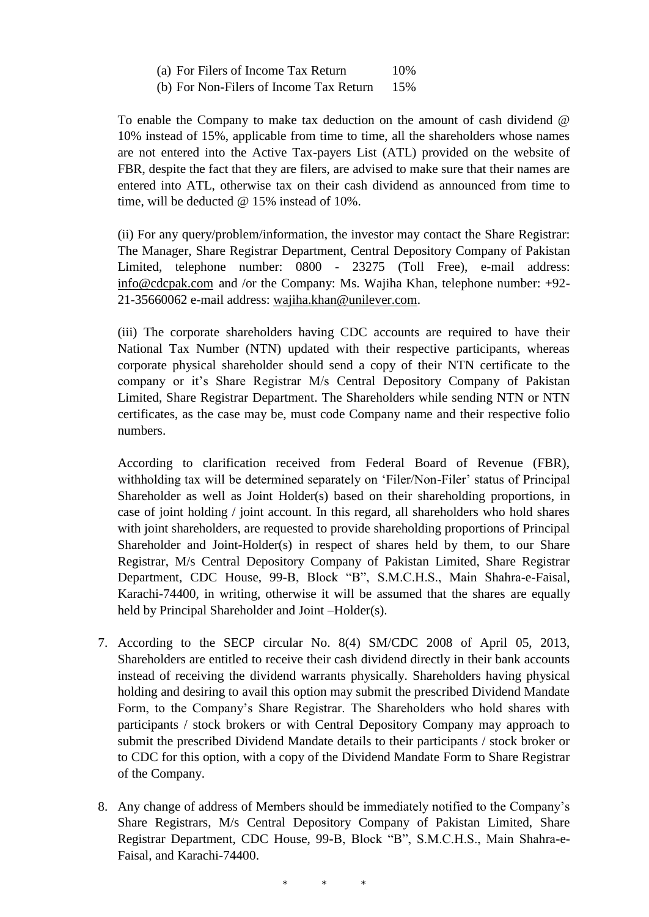(a) For Filers of Income Tax Return 10%
(b) For Non-Filers of Income Tax Return 15%

To enable the Company to make tax deduction on the amount of cash dividend @ 10% instead of 15%, applicable from time to time, all the shareholders whose names are not entered into the Active Tax-payers List (ATL) provided on the website of FBR, despite the fact that they are filers, are advised to make sure that their names are entered into ATL, otherwise tax on their cash dividend as announced from time to time, will be deducted @ 15% instead of 10%.

(ii) For any query/problem/information, the investor may contact the Share Registrar: The Manager, Share Registrar Department, Central Depository Company of Pakistan Limited, telephone number: 0800 - 23275 (Toll Free), e-mail address: info@cdcpak.com and /or the Company: Ms. Wajiha Khan, telephone number: +92-21-35660062 e-mail address: wajiha.khan@unilever.com.

(iii) The corporate shareholders having CDC accounts are required to have their National Tax Number (NTN) updated with their respective participants, whereas corporate physical shareholder should send a copy of their NTN certificate to the company or it's Share Registrar M/s Central Depository Company of Pakistan Limited, Share Registrar Department. The Shareholders while sending NTN or NTN certificates, as the case may be, must code Company name and their respective folio numbers.

According to clarification received from Federal Board of Revenue (FBR), withholding tax will be determined separately on 'Filer/Non-Filer' status of Principal Shareholder as well as Joint Holder(s) based on their shareholding proportions, in case of joint holding / joint account. In this regard, all shareholders who hold shares with joint shareholders, are requested to provide shareholding proportions of Principal Shareholder and Joint-Holder(s) in respect of shares held by them, to our Share Registrar, M/s Central Depository Company of Pakistan Limited, Share Registrar Department, CDC House, 99-B, Block "B", S.M.C.H.S., Main Shahra-e-Faisal, Karachi-74400, in writing, otherwise it will be assumed that the shares are equally held by Principal Shareholder and Joint –Holder(s).

7. According to the SECP circular No. 8(4) SM/CDC 2008 of April 05, 2013, Shareholders are entitled to receive their cash dividend directly in their bank accounts instead of receiving the dividend warrants physically. Shareholders having physical holding and desiring to avail this option may submit the prescribed Dividend Mandate Form, to the Company's Share Registrar. The Shareholders who hold shares with participants / stock brokers or with Central Depository Company may approach to submit the prescribed Dividend Mandate details to their participants / stock broker or to CDC for this option, with a copy of the Dividend Mandate Form to Share Registrar of the Company.

8. Any change of address of Members should be immediately notified to the Company's Share Registrars, M/s Central Depository Company of Pakistan Limited, Share Registrar Department, CDC House, 99-B, Block "B", S.M.C.H.S., Main Shahra-e-Faisal, and Karachi-74400.

\* \* \*